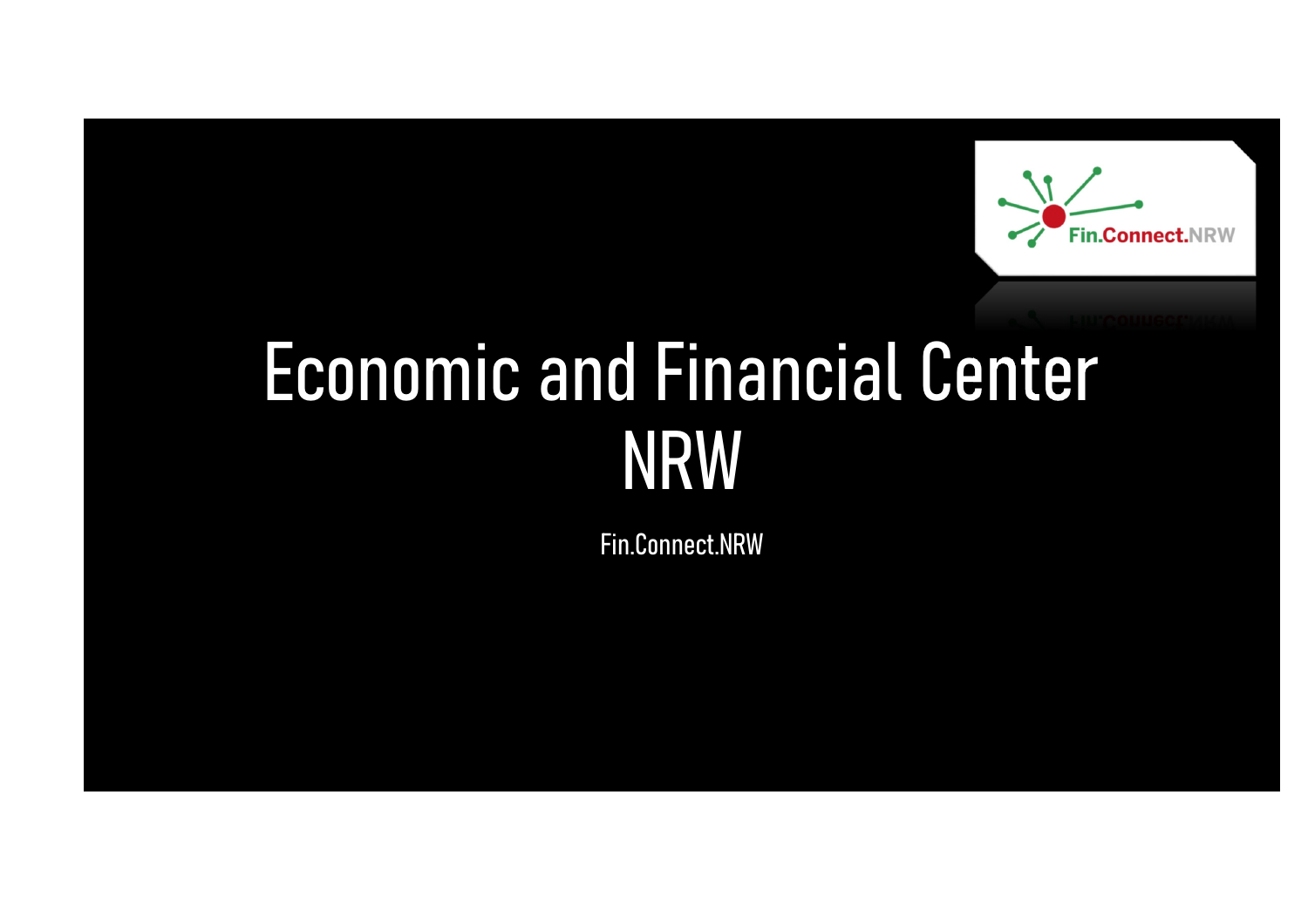# Economic and Financial Center NRW

Fin.Connect.NRW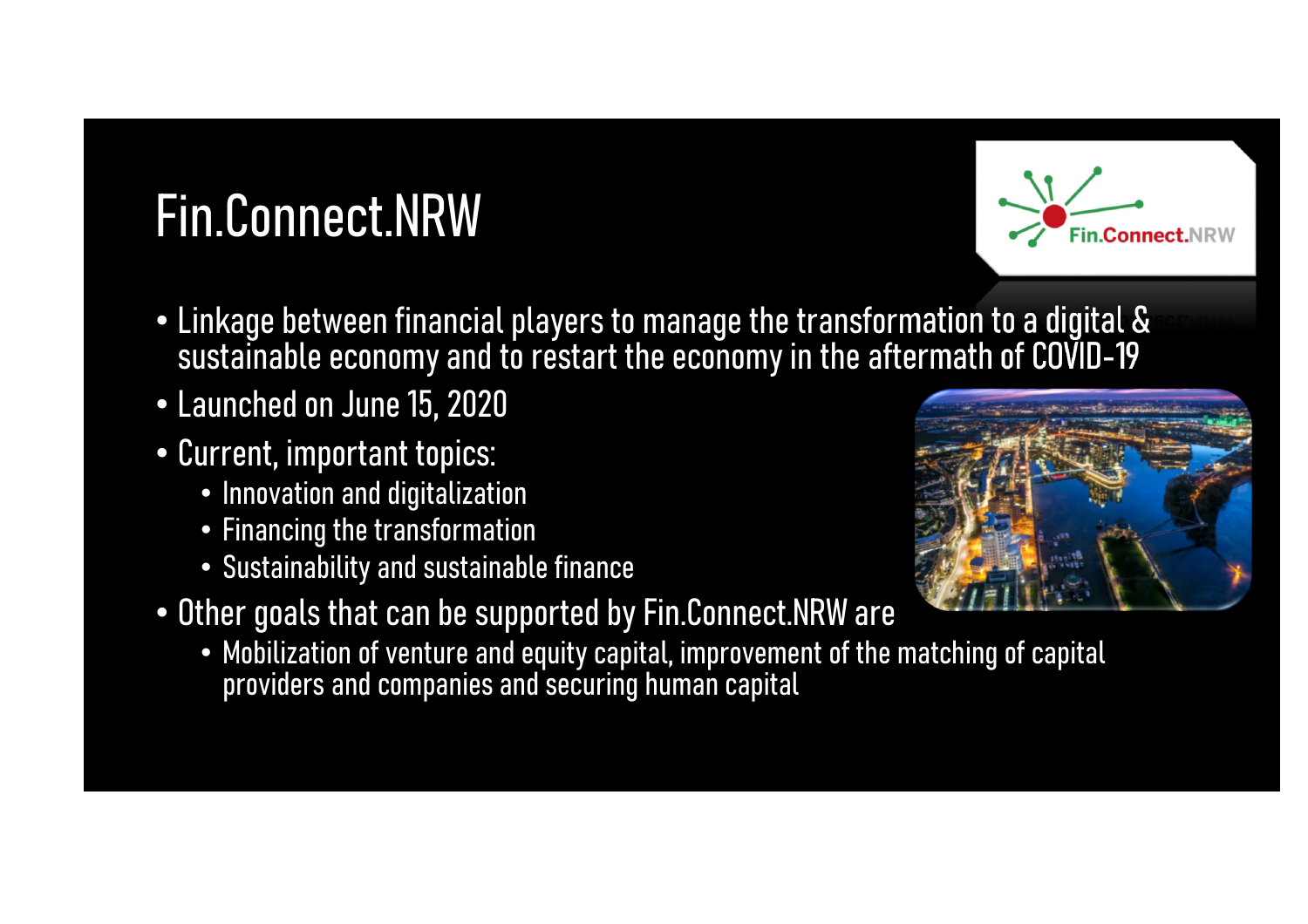# Fin.Connect.NRW

- Linkage between financial players to manage the transformation to a digital & sustainable economy and to restart the economy in the aftermath of COVID-19
- Launched on June 15, 2020
- Current, important topics:
  - Innovation and digitalization
  - Financing the transformation
  - Sustainability and sustainable finance
- Other goals that can be supported by Fin.Connect.NRW are
  - Mobilization of venture and equity capital, improvement of the matching of capital providers and companies and securing human capital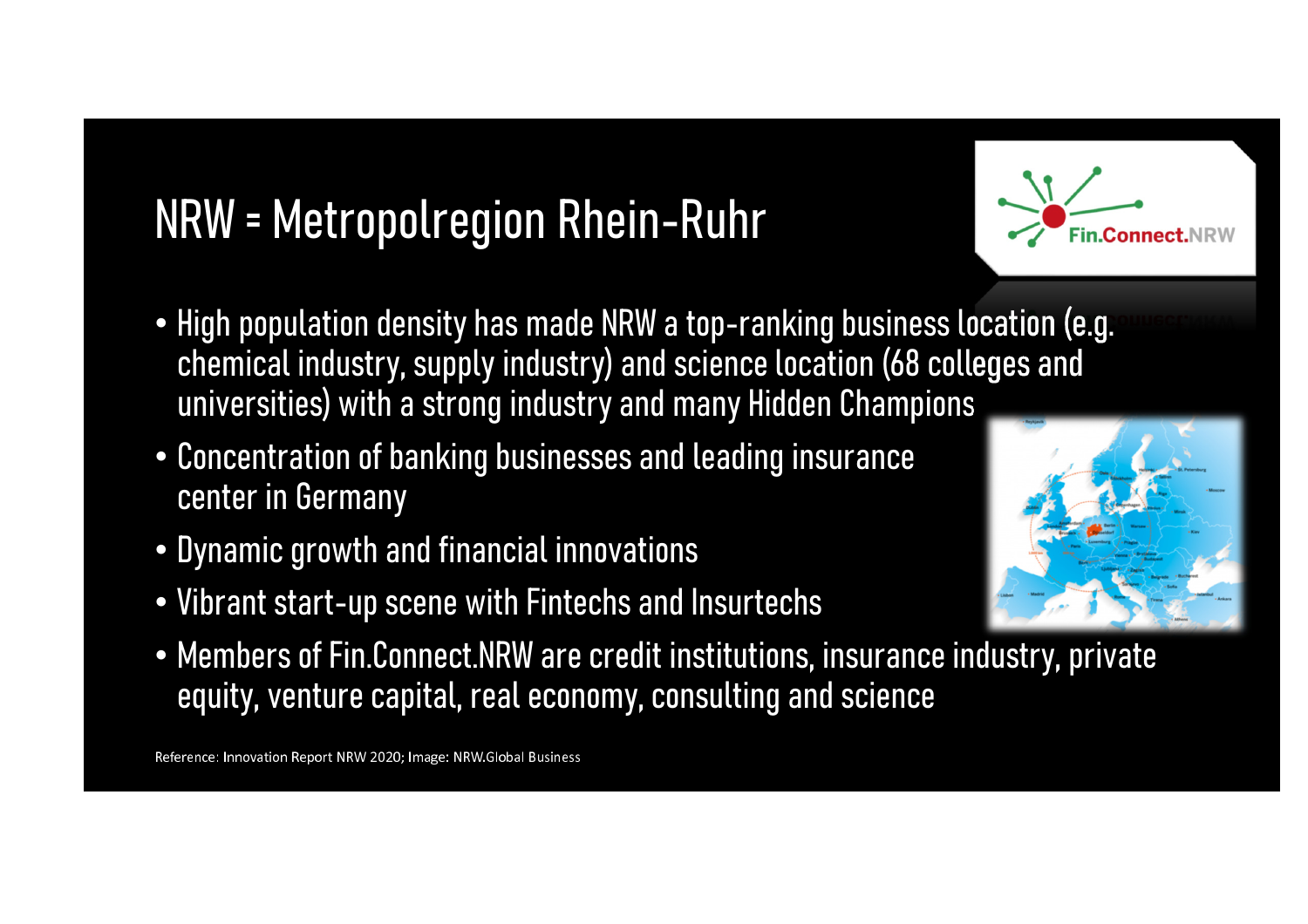# NRW = Metropolregion Rhein-Ruhr

- High population density has made NRW a top-ranking business location (e.g. chemical industry, supply industry) and science location (68 colleges and universities) with a strong industry and many Hidden Champions
- Concentration of banking businesses and leading insurance center in Germany
- Dynamic growth and financial innovations
- Vibrant start-up scene with Fintechs and Insurtechs
- Members of Fin.Connect.NRW are credit institutions, insurance industry, private equity, venture capital, real economy, consulting and science

Reference: Innovation Report NRW 2020; Image: NRW.Global Business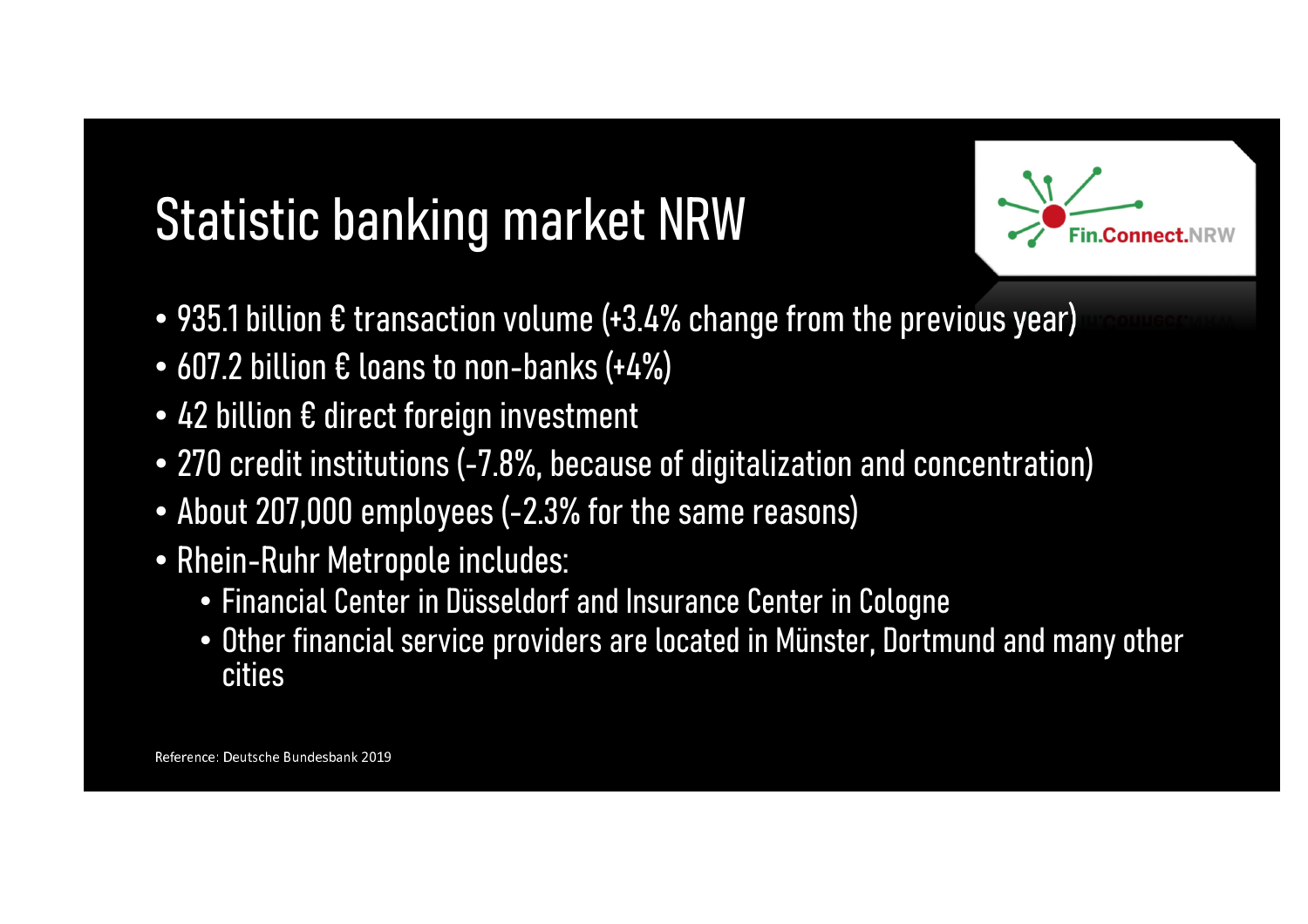# Statistic banking market NRW

- 935.1 billion € transaction volume (+3.4% change from the previous year)
- 607.2 billion € loans to non-banks (+4%)
- 42 billion € direct foreign investment
- 270 credit institutions (-7.8%, because of digitalization and concentration)
- About 207,000 employees (-2.3% for the same reasons)
- Rhein-Ruhr Metropole includes:
  - Financial Center in Düsseldorf and Insurance Center in Cologne
  - Other financial service providers are located in Münster, Dortmund and many other cities

Reference: Deutsche Bundesbank 2019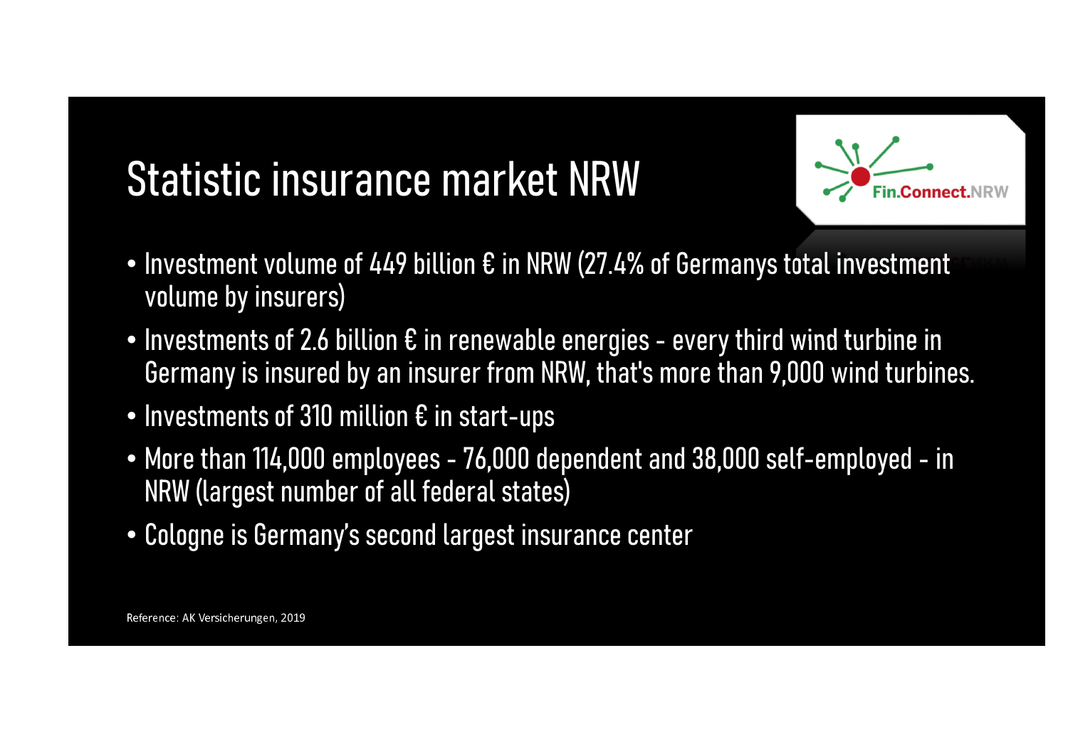# Statistic insurance market NRW

- Investment volume of 449 billion € in NRW (27.4% of Germanys total investment volume by insurers)
- Investments of 2.6 billion € in renewable energies - every third wind turbine in Germany is insured by an insurer from NRW, that's more than 9,000 wind turbines.
- Investments of 310 million € in start-ups
- More than 114,000 employees - 76,000 dependent and 38,000 self-employed - in NRW (largest number of all federal states)
- Cologne is Germany's second largest insurance center

Reference: AK Versicherungen, 2019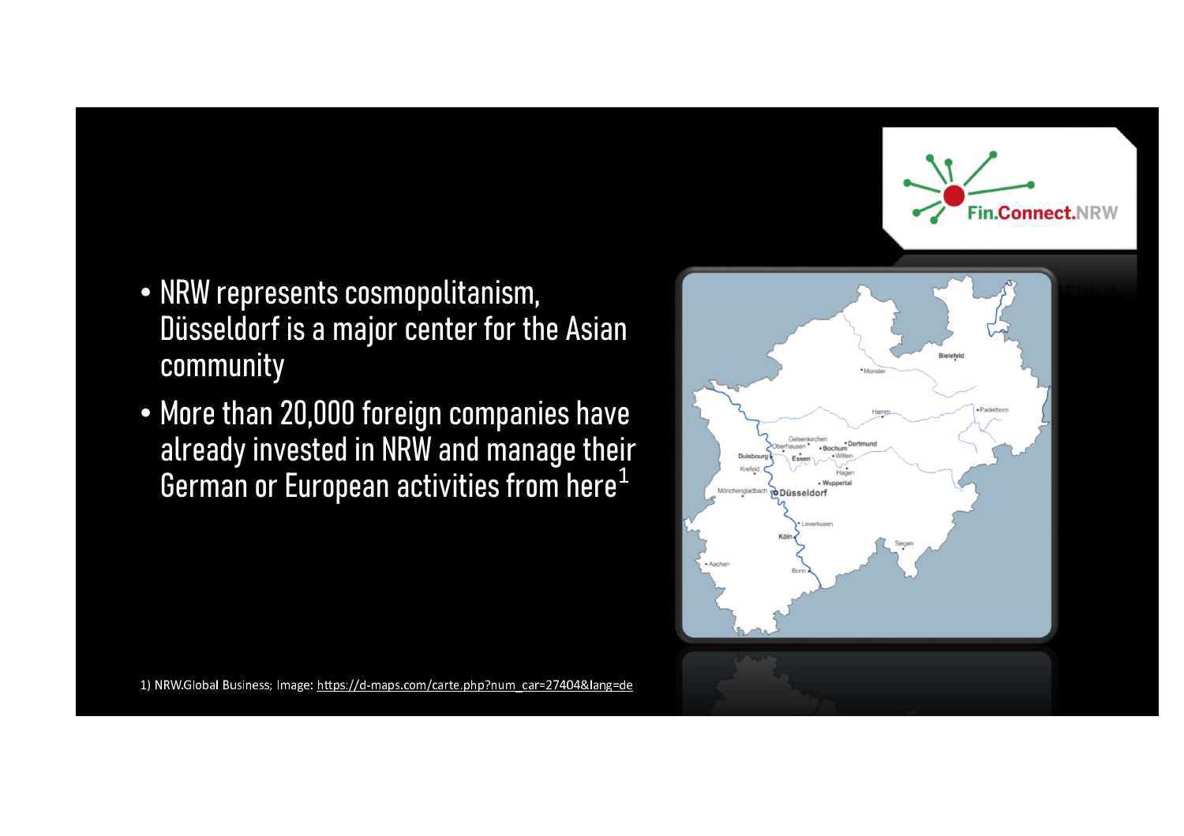- NRW represents cosmopolitanism, Düsseldorf is a major center for the Asian community
- More than 20,000 foreign companies have already invested in NRW and manage their German or European activities from here[1]

1) NRW.Global Business; Image: https://d-maps.com/carte.php?num_car=27404&lang=de